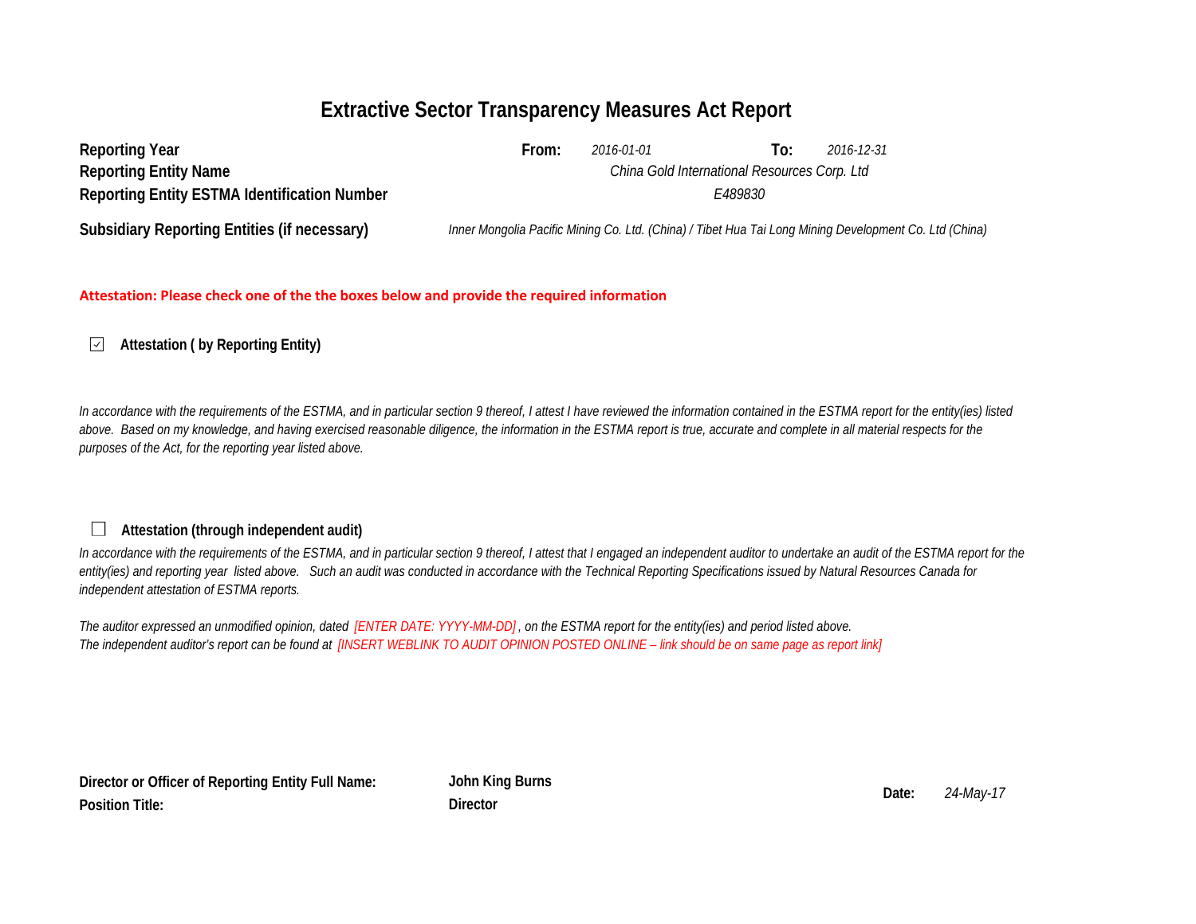# Extractive Sector Transparency Measures Act Report

**Reporting Year** **From:** *2016-01-01* **To:** *2016-12-31*

**Reporting Entity Name** *China Gold International Resources Corp. Ltd*

**Reporting Entity ESTMA Identification Number** *E489830*

**Subsidiary Reporting Entities (if necessary)** *Inner Mongolia Pacific Mining Co. Ltd. (China) / Tibet Hua Tai Long Mining Development Co. Ltd (China)*

**Attestation: Please check one of the the boxes below and provide the required information**

☑ **Attestation ( by Reporting Entity)**

*In accordance with the requirements of the ESTMA, and in particular section 9 thereof, I attest I have reviewed the information contained in the ESTMA report for the entity(ies) listed above. Based on my knowledge, and having exercised reasonable diligence, the information in the ESTMA report is true, accurate and complete in all material respects for the purposes of the Act, for the reporting year listed above.*

☐ **Attestation (through independent audit)**

*In accordance with the requirements of the ESTMA, and in particular section 9 thereof, I attest that I engaged an independent auditor to undertake an audit of the ESTMA report for the entity(ies) and reporting year listed above. Such an audit was conducted in accordance with the Technical Reporting Specifications issued by Natural Resources Canada for independent attestation of ESTMA reports.*

*The auditor expressed an unmodified opinion, dated [ENTER DATE: YYYY-MM-DD] , on the ESTMA report for the entity(ies) and period listed above.*
*The independent auditor's report can be found at [INSERT WEBLINK TO AUDIT OPINION POSTED ONLINE – link should be on same page as report link]*

**Director or Officer of Reporting Entity Full Name:** **John King Burns**

**Position Title:** **Director**

**Date:** *24-May-17*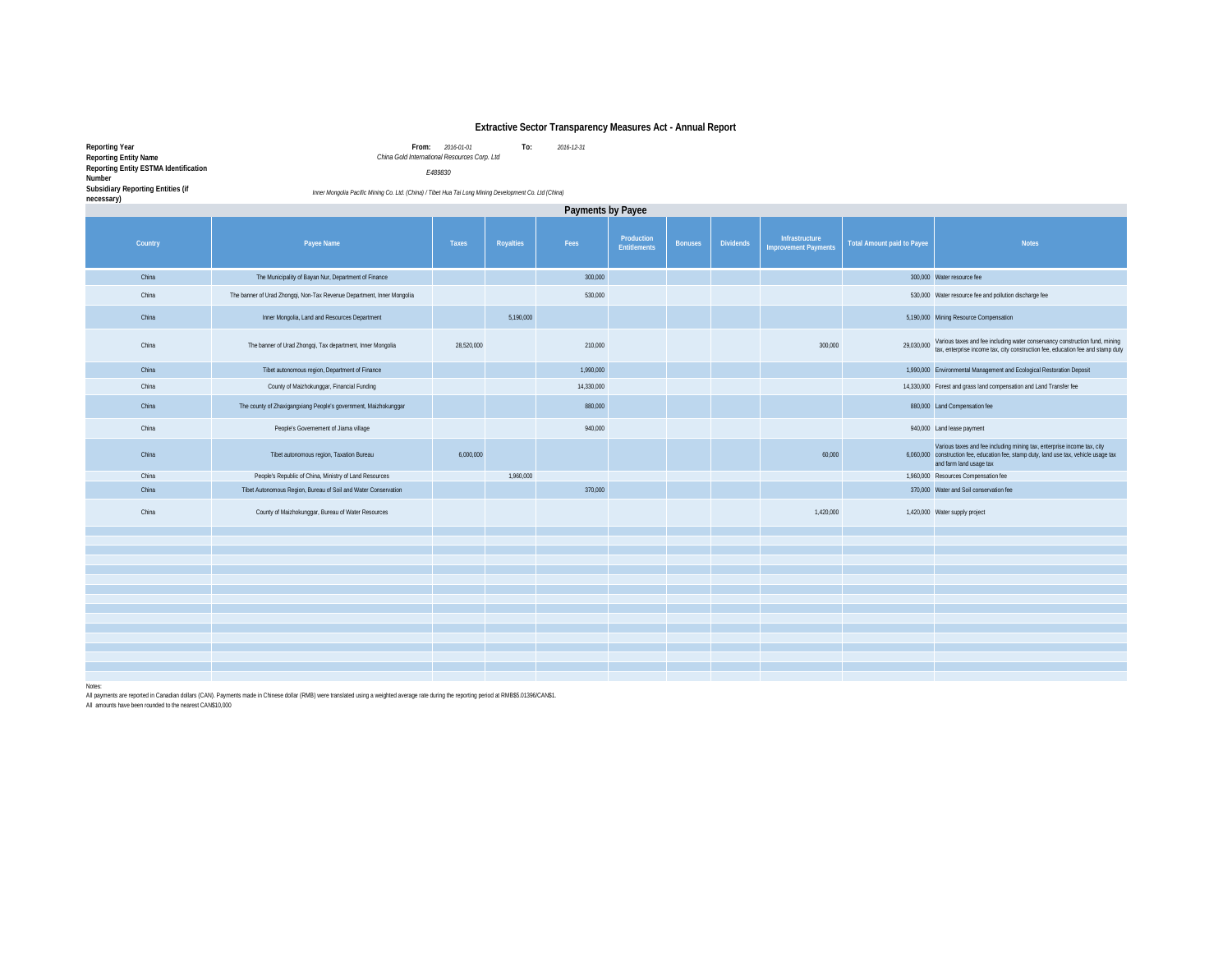# Extractive Sector Transparency Measures Act - Annual Report

**Reporting Year** **From:** *2016-01-01* **To:** *2016-12-31*

**Reporting Entity Name** *China Gold International Resources Corp. Ltd*

**Reporting Entity ESTMA Identification Number** *E489830*

**Subsidiary Reporting Entities (if necessary)** *Inner Mongolia Pacific Mining Co. Ltd. (China) / Tibet Hua Tai Long Mining Development Co. Ltd (China)*

## Payments by Payee

| Country | Payee Name | Taxes | Royalties | Fees | Production Entitlements | Bonuses | Dividends | Infrastructure Improvement Payments | Total Amount paid to Payee | Notes |
|---|---|---|---|---|---|---|---|---|---|---|
| China | The Municipality of Bayan Nur, Department of Finance | | | 300,000 | | | | | 300,000 | Water resource fee |
| China | The banner of Urad Zhongqi, Non-Tax Revenue Department, Inner Mongolia | | | 530,000 | | | | | 530,000 | Water resource fee and pollution discharge fee |
| China | Inner Mongolia, Land and Resources Department | | 5,190,000 | | | | | | 5,190,000 | Mining Resource Compensation |
| China | The banner of Urad Zhongqi, Tax department, Inner Mongolia | 28,520,000 | | 210,000 | | | | 300,000 | 29,030,000 | Various taxes and fee including water conservancy construction fund, mining tax, enterprise income tax, city construction fee, education fee and stamp duty |
| China | Tibet autonomous region, Department of Finance | | | 1,990,000 | | | | | 1,990,000 | Environmental Management and Ecological Restoration Deposit |
| China | County of Maizhokunggar, Financial Funding | | | 14,330,000 | | | | | 14,330,000 | Forest and grass land compensation and Land Transfer fee |
| China | The county of Zhaxigangxiang People's government, Maizhokunggar | | | 880,000 | | | | | 880,000 | Land Compensation fee |
| China | People's Governement of Jiama village | | | 940,000 | | | | | 940,000 | Land lease payment |
| China | Tibet autonomous region, Taxation Bureau | 6,000,000 | | | | | | 60,000 | 6,060,000 | Various taxes and fee including mining tax, enterprise income tax, city construction fee, education fee, stamp duty, land use tax, vehicle usage tax and farm land usage tax |
| China | People's Republic of China, Ministry of Land Resources | | 1,960,000 | | | | | | 1,960,000 | Resources Compensation fee |
| China | Tibet Autonomous Region, Bureau of Soil and Water Conservation | | | 370,000 | | | | | 370,000 | Water and Soil conservation fee |
| China | County of Maizhokunggar, Bureau of Water Resources | | | | | | | 1,420,000 | 1,420,000 | Water supply project |

Notes:

All payments are reported in Canadian dollars (CAN). Payments made in Chinese dollar (RMB) were translated using a weighted average rate during the reporting period at RMB$5.01396/CAN$1.

All amounts have been rounded to the nearest CAN$10,000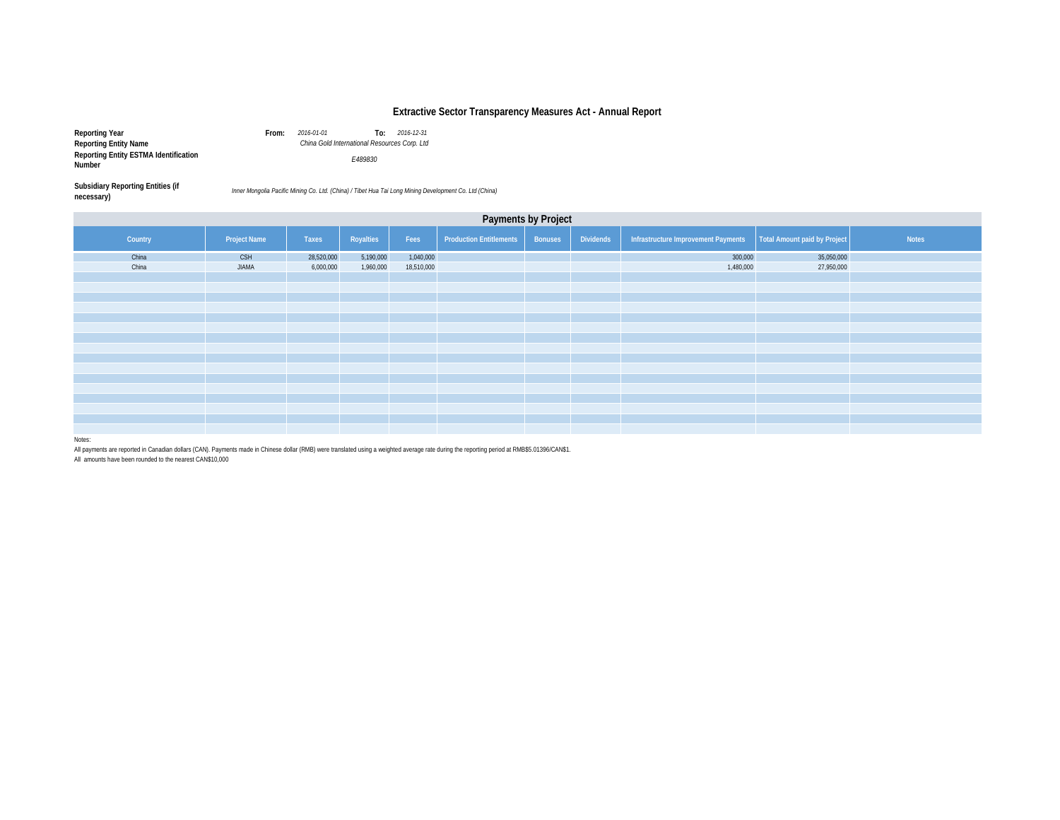# Extractive Sector Transparency Measures Act - Annual Report

| | | | | |
|---|---|---|---|---|
| **Reporting Year** | **From:** | *2016-01-01* | **To:** | *2016-12-31* |
| **Reporting Entity Name** | | *China Gold International Resources Corp. Ltd* | | |
| **Reporting Entity ESTMA Identification Number** | | *E489830* | | |
| **Subsidiary Reporting Entities (if necessary)** | | *Inner Mongolia Pacific Mining Co. Ltd. (China) / Tibet Hua Tai Long Mining Development Co. Ltd (China)* | | |

## Payments by Project

| Country | Project Name | Taxes | Royalties | Fees | Production Entitlements | Bonuses | Dividends | Infrastructure Improvement Payments | Total Amount paid by Project | Notes |
|---|---|---|---|---|---|---|---|---|---|---|
| China | CSH | 28,520,000 | 5,190,000 | 1,040,000 | | | | 300,000 | 35,050,000 | |
| China | JIAMA | 6,000,000 | 1,960,000 | 18,510,000 | | | | 1,480,000 | 27,950,000 | |

Notes:

All payments are reported in Canadian dollars (CAN). Payments made in Chinese dollar (RMB) were translated using a weighted average rate during the reporting period at RMB$5.01396/CAN$1.

All amounts have been rounded to the nearest CAN$10,000